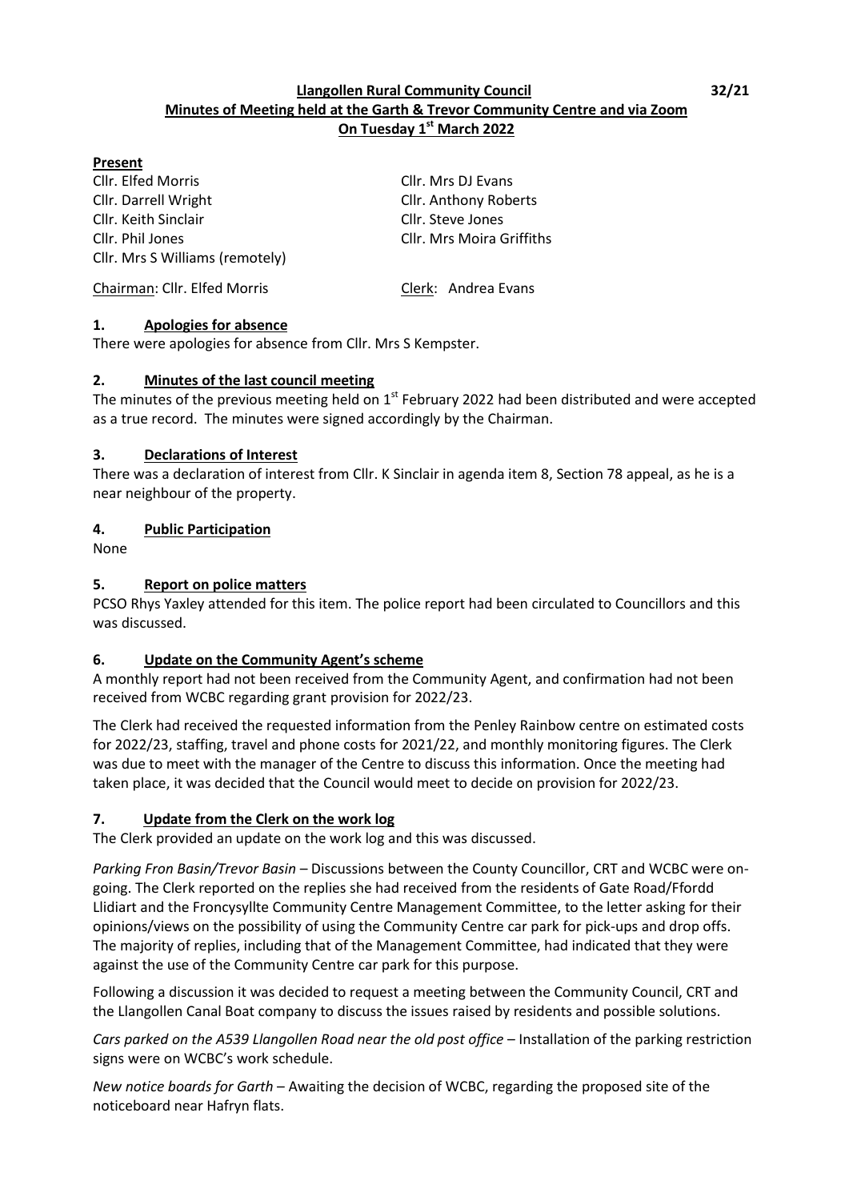# Llangollen Rural Community Council

32/21

## Minutes of Meeting held at the Garth & Trevor Community Centre and via Zoom On Tuesday 1st March 2022

**Present**

| | |
|---|---|
| Cllr. Elfed Morris | Cllr. Mrs DJ Evans |
| Cllr. Darrell Wright | Cllr. Anthony Roberts |
| Cllr. Keith Sinclair | Cllr. Steve Jones |
| Cllr. Phil Jones | Cllr. Mrs Moira Griffiths |
| Cllr. Mrs S Williams (remotely) | |

Chairman: Cllr. Elfed Morris    Clerk: Andrea Evans

### 1. Apologies for absence

There were apologies for absence from Cllr. Mrs S Kempster.

### 2. Minutes of the last council meeting

The minutes of the previous meeting held on 1st February 2022 had been distributed and were accepted as a true record. The minutes were signed accordingly by the Chairman.

### 3. Declarations of Interest

There was a declaration of interest from Cllr. K Sinclair in agenda item 8, Section 78 appeal, as he is a near neighbour of the property.

### 4. Public Participation

None

### 5. Report on police matters

PCSO Rhys Yaxley attended for this item. The police report had been circulated to Councillors and this was discussed.

### 6. Update on the Community Agent's scheme

A monthly report had not been received from the Community Agent, and confirmation had not been received from WCBC regarding grant provision for 2022/23.

The Clerk had received the requested information from the Penley Rainbow centre on estimated costs for 2022/23, staffing, travel and phone costs for 2021/22, and monthly monitoring figures. The Clerk was due to meet with the manager of the Centre to discuss this information. Once the meeting had taken place, it was decided that the Council would meet to decide on provision for 2022/23.

### 7. Update from the Clerk on the work log

The Clerk provided an update on the work log and this was discussed.

*Parking Fron Basin/Trevor Basin* – Discussions between the County Councillor, CRT and WCBC were on-going. The Clerk reported on the replies she had received from the residents of Gate Road/Ffordd Llidiart and the Froncysyllte Community Centre Management Committee, to the letter asking for their opinions/views on the possibility of using the Community Centre car park for pick-ups and drop offs. The majority of replies, including that of the Management Committee, had indicated that they were against the use of the Community Centre car park for this purpose.

Following a discussion it was decided to request a meeting between the Community Council, CRT and the Llangollen Canal Boat company to discuss the issues raised by residents and possible solutions.

*Cars parked on the A539 Llangollen Road near the old post office* – Installation of the parking restriction signs were on WCBC's work schedule.

*New notice boards for Garth* – Awaiting the decision of WCBC, regarding the proposed site of the noticeboard near Hafryn flats.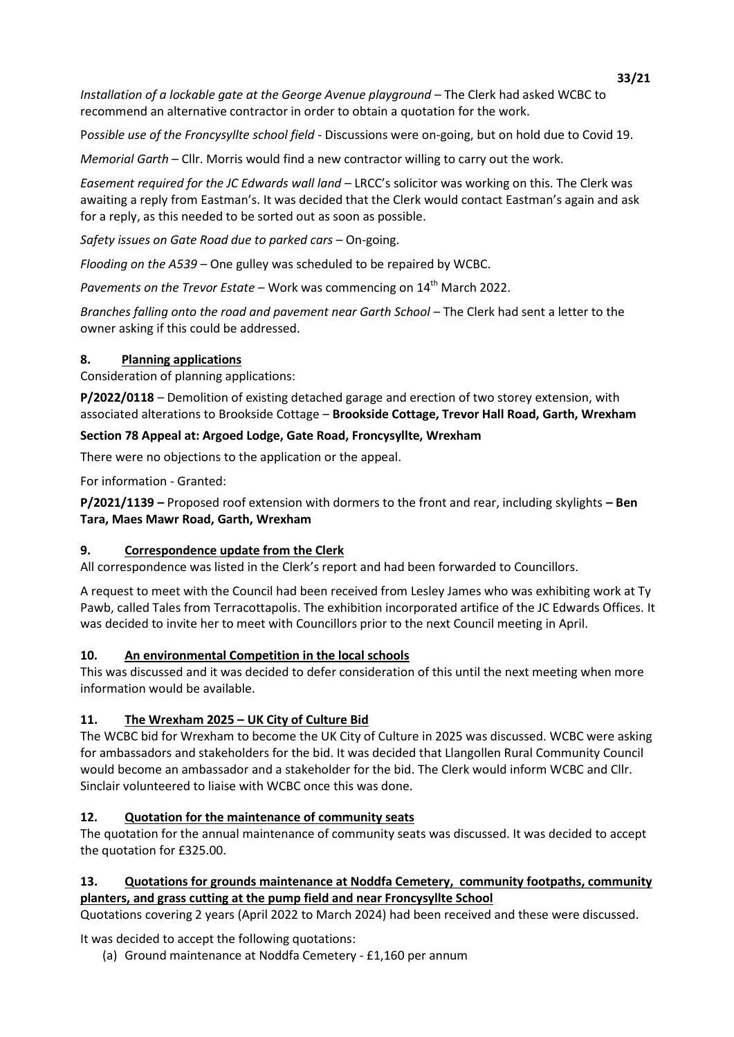*Installation of a lockable gate at the George Avenue playground* – The Clerk had asked WCBC to recommend an alternative contractor in order to obtain a quotation for the work.

P*ossible use of the Froncysyllte school field* - Discussions were on-going, but on hold due to Covid 19.

*Memorial Garth* – Cllr. Morris would find a new contractor willing to carry out the work.

*Easement required for the JC Edwards wall land* – LRCC's solicitor was working on this. The Clerk was awaiting a reply from Eastman's. It was decided that the Clerk would contact Eastman's again and ask for a reply, as this needed to be sorted out as soon as possible.

*Safety issues on Gate Road due to parked cars* – On-going.

*Flooding on the A539* – One gulley was scheduled to be repaired by WCBC.

*Pavements on the Trevor Estate* – Work was commencing on 14th March 2022.

*Branches falling onto the road and pavement near Garth School* – The Clerk had sent a letter to the owner asking if this could be addressed.

## 8. Planning applications

Consideration of planning applications:

**P/2022/0118** – Demolition of existing detached garage and erection of two storey extension, with associated alterations to Brookside Cottage – **Brookside Cottage, Trevor Hall Road, Garth, Wrexham**

**Section 78 Appeal at: Argoed Lodge, Gate Road, Froncysyllte, Wrexham**

There were no objections to the application or the appeal.

For information - Granted:

**P/2021/1139 –** Proposed roof extension with dormers to the front and rear, including skylights **– Ben Tara, Maes Mawr Road, Garth, Wrexham**

## 9. Correspondence update from the Clerk

All correspondence was listed in the Clerk's report and had been forwarded to Councillors.

A request to meet with the Council had been received from Lesley James who was exhibiting work at Ty Pawb, called Tales from Terracottapolis. The exhibition incorporated artifice of the JC Edwards Offices. It was decided to invite her to meet with Councillors prior to the next Council meeting in April.

## 10. An environmental Competition in the local schools

This was discussed and it was decided to defer consideration of this until the next meeting when more information would be available.

## 11. The Wrexham 2025 – UK City of Culture Bid

The WCBC bid for Wrexham to become the UK City of Culture in 2025 was discussed. WCBC were asking for ambassadors and stakeholders for the bid. It was decided that Llangollen Rural Community Council would become an ambassador and a stakeholder for the bid. The Clerk would inform WCBC and Cllr. Sinclair volunteered to liaise with WCBC once this was done.

## 12. Quotation for the maintenance of community seats

The quotation for the annual maintenance of community seats was discussed. It was decided to accept the quotation for £325.00.

## 13. Quotations for grounds maintenance at Noddfa Cemetery, community footpaths, community planters, and grass cutting at the pump field and near Froncysyllte School

Quotations covering 2 years (April 2022 to March 2024) had been received and these were discussed.

It was decided to accept the following quotations:

(a) Ground maintenance at Noddfa Cemetery - £1,160 per annum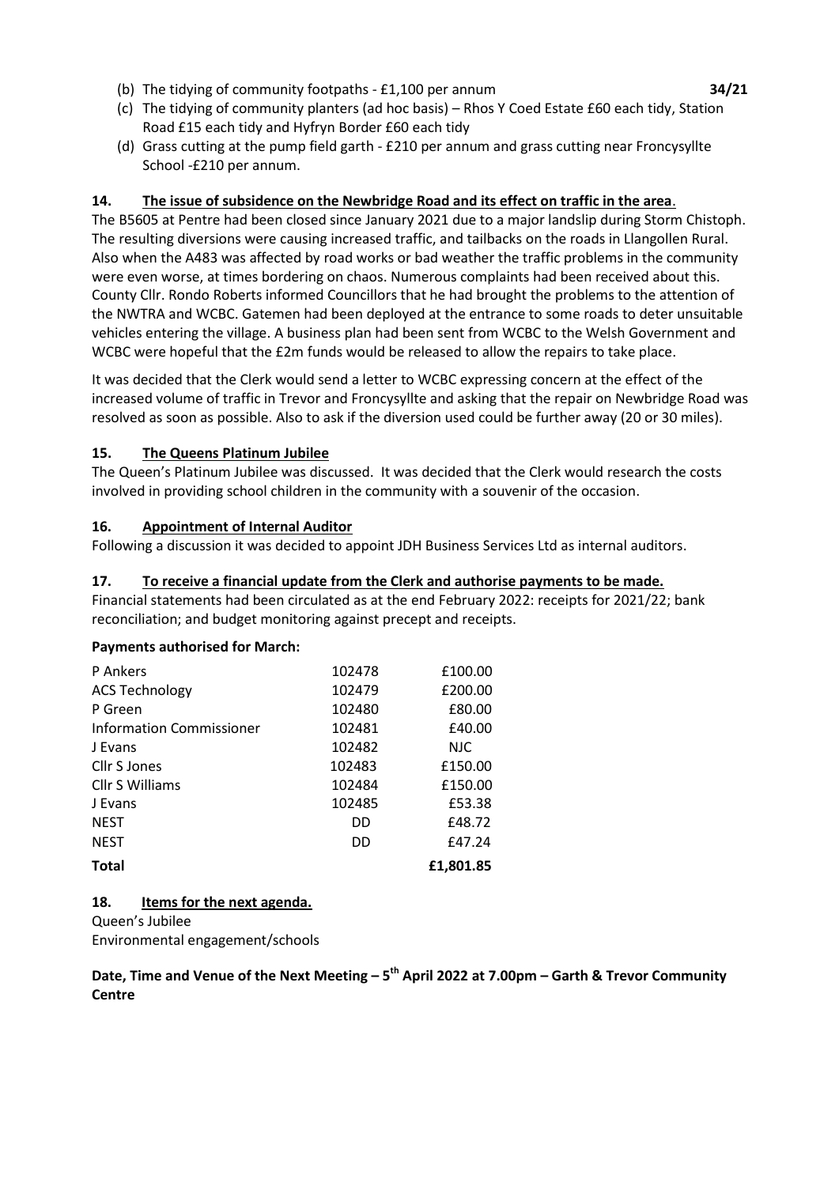(b) The tidying of community footpaths - £1,100 per annum

(c) The tidying of community planters (ad hoc basis) – Rhos Y Coed Estate £60 each tidy, Station Road £15 each tidy and Hyfryn Border £60 each tidy

(d) Grass cutting at the pump field garth - £210 per annum and grass cutting near Froncysyllte School -£210 per annum.

**14. The issue of subsidence on the Newbridge Road and its effect on traffic in the area.**

The B5605 at Pentre had been closed since January 2021 due to a major landslip during Storm Chistoph. The resulting diversions were causing increased traffic, and tailbacks on the roads in Llangollen Rural. Also when the A483 was affected by road works or bad weather the traffic problems in the community were even worse, at times bordering on chaos. Numerous complaints had been received about this. County Cllr. Rondo Roberts informed Councillors that he had brought the problems to the attention of the NWTRA and WCBC. Gatemen had been deployed at the entrance to some roads to deter unsuitable vehicles entering the village. A business plan had been sent from WCBC to the Welsh Government and WCBC were hopeful that the £2m funds would be released to allow the repairs to take place.

It was decided that the Clerk would send a letter to WCBC expressing concern at the effect of the increased volume of traffic in Trevor and Froncysyllte and asking that the repair on Newbridge Road was resolved as soon as possible. Also to ask if the diversion used could be further away (20 or 30 miles).

**15. The Queens Platinum Jubilee**

The Queen's Platinum Jubilee was discussed. It was decided that the Clerk would research the costs involved in providing school children in the community with a souvenir of the occasion.

**16. Appointment of Internal Auditor**

Following a discussion it was decided to appoint JDH Business Services Ltd as internal auditors.

**17. To receive a financial update from the Clerk and authorise payments to be made.**

Financial statements had been circulated as at the end February 2022: receipts for 2021/22; bank reconciliation; and budget monitoring against precept and receipts.

**Payments authorised for March:**

| | | |
|---|---|---|
| P Ankers | 102478 | £100.00 |
| ACS Technology | 102479 | £200.00 |
| P Green | 102480 | £80.00 |
| Information Commissioner | 102481 | £40.00 |
| J Evans | 102482 | NJC |
| Cllr S Jones | 102483 | £150.00 |
| Cllr S Williams | 102484 | £150.00 |
| J Evans | 102485 | £53.38 |
| NEST | DD | £48.72 |
| NEST | DD | £47.24 |
| **Total** | | **£1,801.85** |

**18. Items for the next agenda.**

Queen's Jubilee
Environmental engagement/schools

**Date, Time and Venue of the Next Meeting – 5th April 2022 at 7.00pm – Garth & Trevor Community Centre**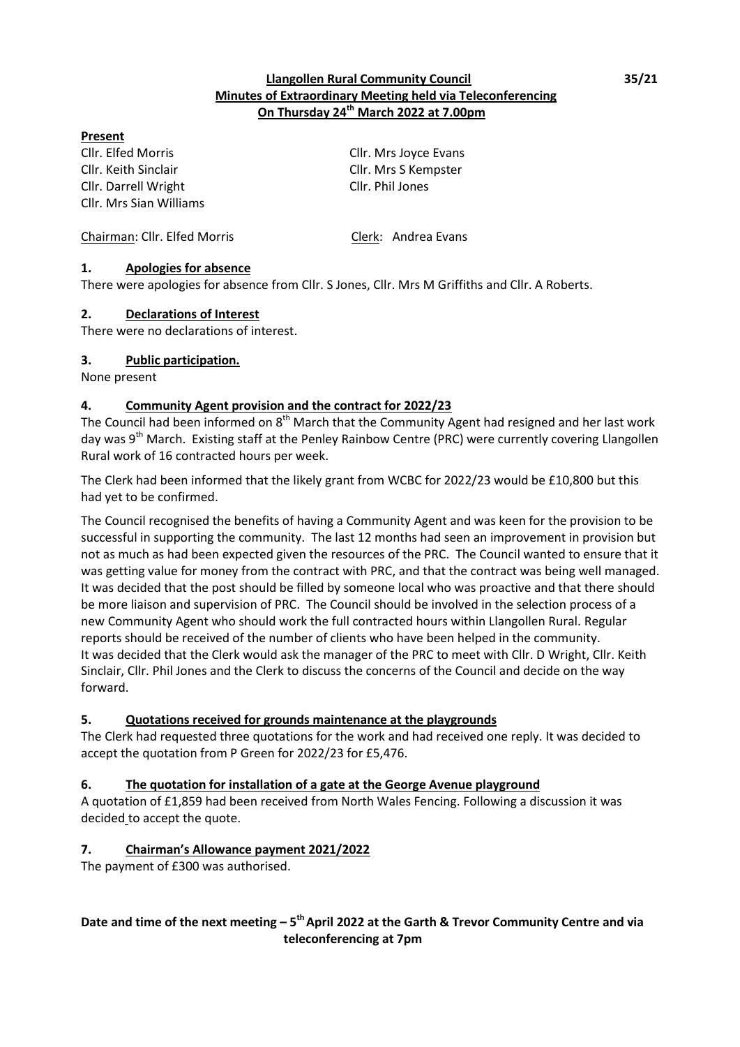**Llangollen Rural Community Council**
**Minutes of Extraordinary Meeting held via Teleconferencing**
**On Thursday 24th March 2022 at 7.00pm**

35/21

**Present**

| | |
|---|---|
| Cllr. Elfed Morris | Cllr. Mrs Joyce Evans |
| Cllr. Keith Sinclair | Cllr. Mrs S Kempster |
| Cllr. Darrell Wright | Cllr. Phil Jones |
| Cllr. Mrs Sian Williams | |

Chairman: Cllr. Elfed Morris     Clerk: Andrea Evans

## 1. Apologies for absence

There were apologies for absence from Cllr. S Jones, Cllr. Mrs M Griffiths and Cllr. A Roberts.

## 2. Declarations of Interest

There were no declarations of interest.

## 3. Public participation.

None present

## 4. Community Agent provision and the contract for 2022/23

The Council had been informed on 8th March that the Community Agent had resigned and her last work day was 9th March. Existing staff at the Penley Rainbow Centre (PRC) were currently covering Llangollen Rural work of 16 contracted hours per week.

The Clerk had been informed that the likely grant from WCBC for 2022/23 would be £10,800 but this had yet to be confirmed.

The Council recognised the benefits of having a Community Agent and was keen for the provision to be successful in supporting the community. The last 12 months had seen an improvement in provision but not as much as had been expected given the resources of the PRC. The Council wanted to ensure that it was getting value for money from the contract with PRC, and that the contract was being well managed. It was decided that the post should be filled by someone local who was proactive and that there should be more liaison and supervision of PRC. The Council should be involved in the selection process of a new Community Agent who should work the full contracted hours within Llangollen Rural. Regular reports should be received of the number of clients who have been helped in the community.
It was decided that the Clerk would ask the manager of the PRC to meet with Cllr. D Wright, Cllr. Keith Sinclair, Cllr. Phil Jones and the Clerk to discuss the concerns of the Council and decide on the way forward.

## 5. Quotations received for grounds maintenance at the playgrounds

The Clerk had requested three quotations for the work and had received one reply. It was decided to accept the quotation from P Green for 2022/23 for £5,476.

## 6. The quotation for installation of a gate at the George Avenue playground

A quotation of £1,859 had been received from North Wales Fencing. Following a discussion it was decided to accept the quote.

## 7. Chairman's Allowance payment 2021/2022

The payment of £300 was authorised.

**Date and time of the next meeting – 5th April 2022 at the Garth & Trevor Community Centre and via teleconferencing at 7pm**